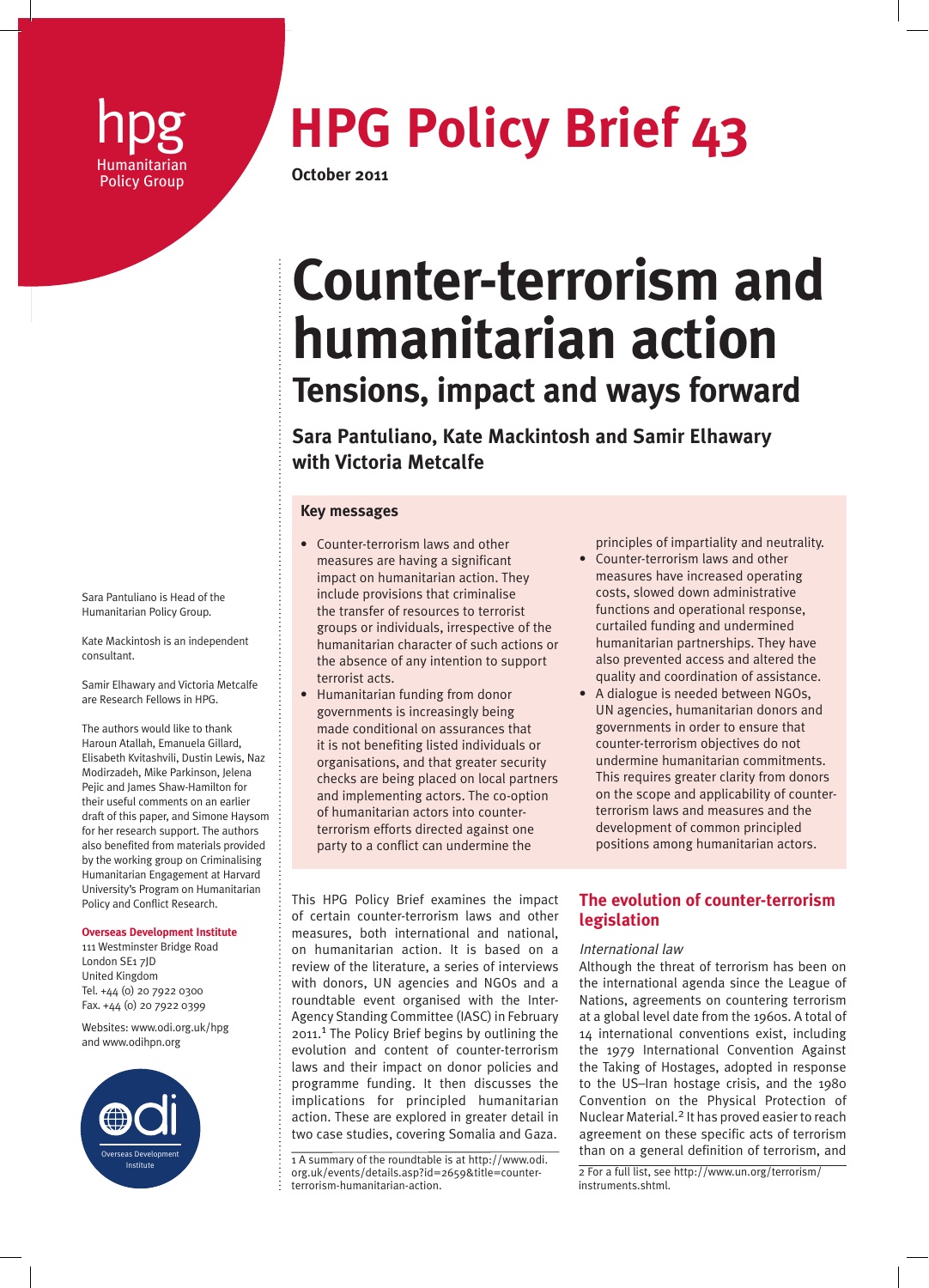hpg
Humanitarian Policy Group

# HPG Policy Brief 43

**October 2011**

# Counter-terrorism and humanitarian action

## Tensions, impact and ways forward

**Sara Pantuliano, Kate Mackintosh and Samir Elhawary with Victoria Metcalfe**

Sara Pantuliano is Head of the Humanitarian Policy Group.

Kate Mackintosh is an independent consultant.

Samir Elhawary and Victoria Metcalfe are Research Fellows in HPG.

The authors would like to thank Haroun Atallah, Emanuela Gillard, Elisabeth Kvitashvili, Dustin Lewis, Naz Modirzadeh, Mike Parkinson, Jelena Pejic and James Shaw-Hamilton for their useful comments on an earlier draft of this paper, and Simone Haysom for her research support. The authors also benefited from materials provided by the working group on Criminalising Humanitarian Engagement at Harvard University's Program on Humanitarian Policy and Conflict Research.

**Overseas Development Institute**
111 Westminster Bridge Road
London SE1 7JD
United Kingdom
Tel. +44 (0) 20 7922 0300
Fax. +44 (0) 20 7922 0399

Websites: www.odi.org.uk/hpg and www.odihpn.org

odi Overseas Development Institute

### Key messages

- Counter-terrorism laws and other measures are having a significant impact on humanitarian action. They include provisions that criminalise the transfer of resources to terrorist groups or individuals, irrespective of the humanitarian character of such actions or the absence of any intention to support terrorist acts.
- Humanitarian funding from donor governments is increasingly being made conditional on assurances that it is not benefiting listed individuals or organisations, and that greater security checks are being placed on local partners and implementing actors. The co-option of humanitarian actors into counter-terrorism efforts directed against one party to a conflict can undermine the principles of impartiality and neutrality.
- Counter-terrorism laws and other measures have increased operating costs, slowed down administrative functions and operational response, curtailed funding and undermined humanitarian partnerships. They have also prevented access and altered the quality and coordination of assistance.
- A dialogue is needed between NGOs, UN agencies, humanitarian donors and governments in order to ensure that counter-terrorism objectives do not undermine humanitarian commitments. This requires greater clarity from donors on the scope and applicability of counter-terrorism laws and measures and the development of common principled positions among humanitarian actors.

This HPG Policy Brief examines the impact of certain counter-terrorism laws and other measures, both international and national, on humanitarian action. It is based on a review of the literature, a series of interviews with donors, UN agencies and NGOs and a roundtable event organised with the Inter-Agency Standing Committee (IASC) in February 2011.[1] The Policy Brief begins by outlining the evolution and content of counter-terrorism laws and their impact on donor policies and programme funding. It then discusses the implications for principled humanitarian action. These are explored in greater detail in two case studies, covering Somalia and Gaza.

## The evolution of counter-terrorism legislation

*International law*

Although the threat of terrorism has been on the international agenda since the League of Nations, agreements on countering terrorism at a global level date from the 1960s. A total of 14 international conventions exist, including the 1979 International Convention Against the Taking of Hostages, adopted in response to the US–Iran hostage crisis, and the 1980 Convention on the Physical Protection of Nuclear Material.[2] It has proved easier to reach agreement on these specific acts of terrorism than on a general definition of terrorism, and

1 A summary of the roundtable is at http://www.odi.org.uk/events/details.asp?id=2659&title=counter-terrorism-humanitarian-action.

2 For a full list, see http://www.un.org/terrorism/instruments.shtml.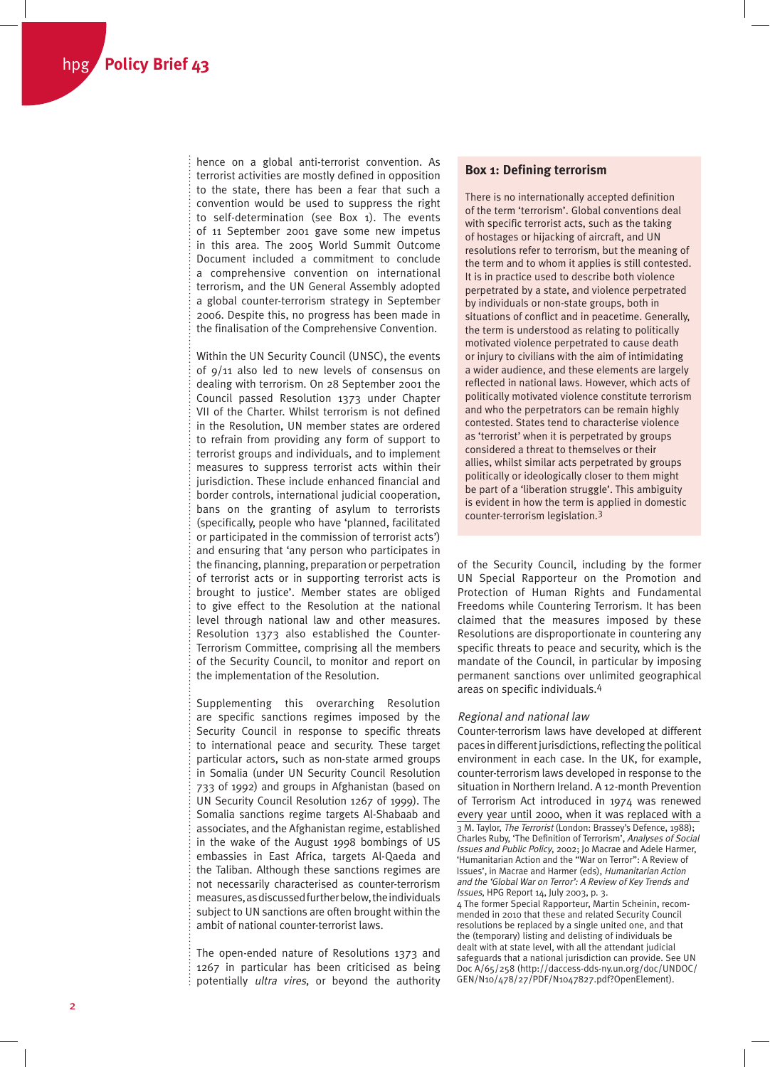hence on a global anti-terrorist convention. As terrorist activities are mostly defined in opposition to the state, there has been a fear that such a convention would be used to suppress the right to self-determination (see Box 1). The events of 11 September 2001 gave some new impetus in this area. The 2005 World Summit Outcome Document included a commitment to conclude a comprehensive convention on international terrorism, and the UN General Assembly adopted a global counter-terrorism strategy in September 2006. Despite this, no progress has been made in the finalisation of the Comprehensive Convention.

Within the UN Security Council (UNSC), the events of 9/11 also led to new levels of consensus on dealing with terrorism. On 28 September 2001 the Council passed Resolution 1373 under Chapter VII of the Charter. Whilst terrorism is not defined in the Resolution, UN member states are ordered to refrain from providing any form of support to terrorist groups and individuals, and to implement measures to suppress terrorist acts within their jurisdiction. These include enhanced financial and border controls, international judicial cooperation, bans on the granting of asylum to terrorists (specifically, people who have 'planned, facilitated or participated in the commission of terrorist acts') and ensuring that 'any person who participates in the financing, planning, preparation or perpetration of terrorist acts or in supporting terrorist acts is brought to justice'. Member states are obliged to give effect to the Resolution at the national level through national law and other measures. Resolution 1373 also established the Counter-Terrorism Committee, comprising all the members of the Security Council, to monitor and report on the implementation of the Resolution.

Supplementing this overarching Resolution are specific sanctions regimes imposed by the Security Council in response to specific threats to international peace and security. These target particular actors, such as non-state armed groups in Somalia (under UN Security Council Resolution 733 of 1992) and groups in Afghanistan (based on UN Security Council Resolution 1267 of 1999). The Somalia sanctions regime targets Al-Shabaab and associates, and the Afghanistan regime, established in the wake of the August 1998 bombings of US embassies in East Africa, targets Al-Qaeda and the Taliban. Although these sanctions regimes are not necessarily characterised as counter-terrorism measures, as discussed further below, the individuals subject to UN sanctions are often brought within the ambit of national counter-terrorist laws.

The open-ended nature of Resolutions 1373 and 1267 in particular has been criticised as being potentially *ultra vires*, or beyond the authority of the Security Council, including by the former UN Special Rapporteur on the Promotion and Protection of Human Rights and Fundamental Freedoms while Countering Terrorism. It has been claimed that the measures imposed by these Resolutions are disproportionate in countering any specific threats to peace and security, which is the mandate of the Council, in particular by imposing permanent sanctions over unlimited geographical areas on specific individuals.[4]

> **Box 1: Defining terrorism**
>
> There is no internationally accepted definition of the term 'terrorism'. Global conventions deal with specific terrorist acts, such as the taking of hostages or hijacking of aircraft, and UN resolutions refer to terrorism, but the meaning of the term and to whom it applies is still contested. It is in practice used to describe both violence perpetrated by a state, and violence perpetrated by individuals or non-state groups, both in situations of conflict and in peacetime. Generally, the term is understood as relating to politically motivated violence perpetrated to cause death or injury to civilians with the aim of intimidating a wider audience, and these elements are largely reflected in national laws. However, which acts of politically motivated violence constitute terrorism and who the perpetrators can be remain highly contested. States tend to characterise violence as 'terrorist' when it is perpetrated by groups considered a threat to themselves or their allies, whilst similar acts perpetrated by groups politically or ideologically closer to them might be part of a 'liberation struggle'. This ambiguity is evident in how the term is applied in domestic counter-terrorism legislation.[3]

### *Regional and national law*

Counter-terrorism laws have developed at different paces in different jurisdictions, reflecting the political environment in each case. In the UK, for example, counter-terrorism laws developed in response to the situation in Northern Ireland. A 12-month Prevention of Terrorism Act introduced in 1974 was renewed every year until 2000, when it was replaced with a

3 M. Taylor, *The Terrorist* (London: Brassey's Defence, 1988); Charles Ruby, 'The Definition of Terrorism', *Analyses of Social Issues and Public Policy*, 2002; Jo Macrae and Adele Harmer, 'Humanitarian Action and the "War on Terror": A Review of Issues', in Macrae and Harmer (eds), *Humanitarian Action and the 'Global War on Terror': A Review of Key Trends and Issues*, HPG Report 14, July 2003, p. 3.

4 The former Special Rapporteur, Martin Scheinin, recommended in 2010 that these and related Security Council resolutions be replaced by a single united one, and that the (temporary) listing and delisting of individuals be dealt with at state level, with all the attendant judicial safeguards that a national jurisdiction can provide. See UN Doc A/65/258 (http://daccess-dds-ny.un.org/doc/UNDOC/GEN/N10/478/27/PDF/N1047827.pdf?OpenElement).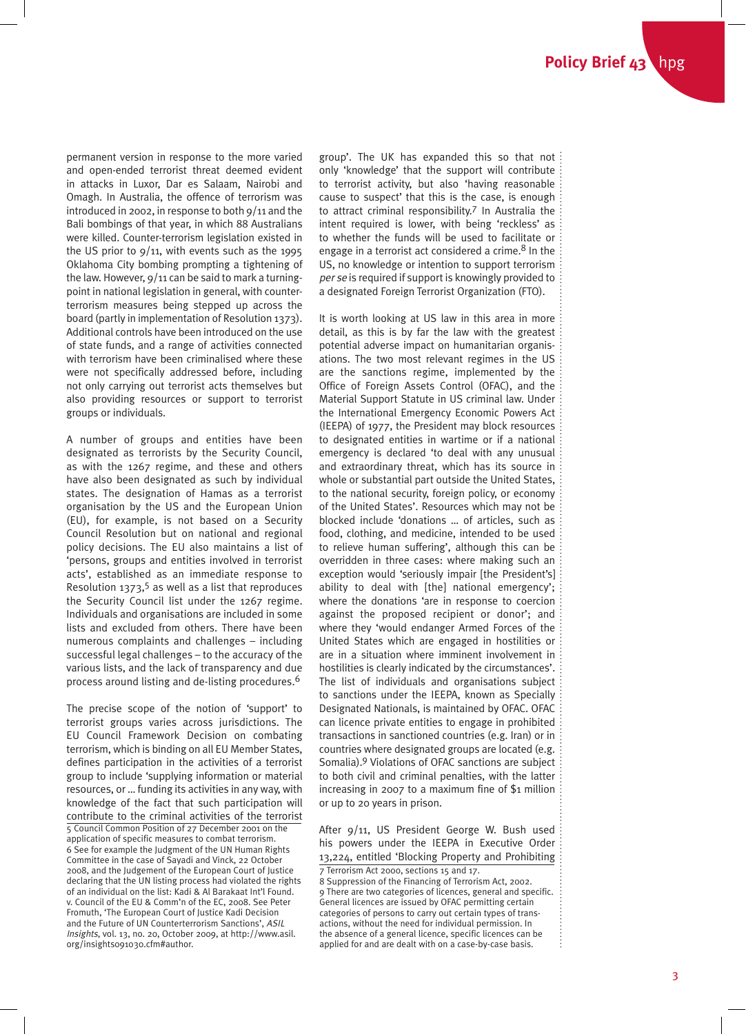permanent version in response to the more varied and open-ended terrorist threat deemed evident in attacks in Luxor, Dar es Salaam, Nairobi and Omagh. In Australia, the offence of terrorism was introduced in 2002, in response to both 9/11 and the Bali bombings of that year, in which 88 Australians were killed. Counter-terrorism legislation existed in the US prior to 9/11, with events such as the 1995 Oklahoma City bombing prompting a tightening of the law. However, 9/11 can be said to mark a turning-point in national legislation in general, with counter-terrorism measures being stepped up across the board (partly in implementation of Resolution 1373). Additional controls have been introduced on the use of state funds, and a range of activities connected with terrorism have been criminalised where these were not specifically addressed before, including not only carrying out terrorist acts themselves but also providing resources or support to terrorist groups or individuals.

A number of groups and entities have been designated as terrorists by the Security Council, as with the 1267 regime, and these and others have also been designated as such by individual states. The designation of Hamas as a terrorist organisation by the US and the European Union (EU), for example, is not based on a Security Council Resolution but on national and regional policy decisions. The EU also maintains a list of 'persons, groups and entities involved in terrorist acts', established as an immediate response to Resolution 1373,[5] as well as a list that reproduces the Security Council list under the 1267 regime. Individuals and organisations are included in some lists and excluded from others. There have been numerous complaints and challenges – including successful legal challenges – to the accuracy of the various lists, and the lack of transparency and due process around listing and de-listing procedures.[6]

The precise scope of the notion of 'support' to terrorist groups varies across jurisdictions. The EU Council Framework Decision on combating terrorism, which is binding on all EU Member States, defines participation in the activities of a terrorist group to include 'supplying information or material resources, or ... funding its activities in any way, with knowledge of the fact that such participation will contribute to the criminal activities of the terrorist group'. The UK has expanded this so that not only 'knowledge' that the support will contribute to terrorist activity, but also 'having reasonable cause to suspect' that this is the case, is enough to attract criminal responsibility.[7] In Australia the intent required is lower, with being 'reckless' as to whether the funds will be used to facilitate or engage in a terrorist act considered a crime.[8] In the US, no knowledge or intention to support terrorism *per se* is required if support is knowingly provided to a designated Foreign Terrorist Organization (FTO).

It is worth looking at US law in this area in more detail, as this is by far the law with the greatest potential adverse impact on humanitarian organisations. The two most relevant regimes in the US are the sanctions regime, implemented by the Office of Foreign Assets Control (OFAC), and the Material Support Statute in US criminal law. Under the International Emergency Economic Powers Act (IEEPA) of 1977, the President may block resources to designated entities in wartime or if a national emergency is declared 'to deal with any unusual and extraordinary threat, which has its source in whole or substantial part outside the United States, to the national security, foreign policy, or economy of the United States'. Resources which may not be blocked include 'donations ... of articles, such as food, clothing, and medicine, intended to be used to relieve human suffering', although this can be overridden in three cases: where making such an exception would 'seriously impair [the President's] ability to deal with [the] national emergency'; where the donations 'are in response to coercion against the proposed recipient or donor'; and where they 'would endanger Armed Forces of the United States which are engaged in hostilities or are in a situation where imminent involvement in hostilities is clearly indicated by the circumstances'. The list of individuals and organisations subject to sanctions under the IEEPA, known as Specially Designated Nationals, is maintained by OFAC. OFAC can licence private entities to engage in prohibited transactions in sanctioned countries (e.g. Iran) or in countries where designated groups are located (e.g. Somalia).[9] Violations of OFAC sanctions are subject to both civil and criminal penalties, with the latter increasing in 2007 to a maximum fine of $1 million or up to 20 years in prison.

After 9/11, US President George W. Bush used his powers under the IEEPA in Executive Order 13,224, entitled 'Blocking Property and Prohibiting

---

5 Council Common Position of 27 December 2001 on the application of specific measures to combat terrorism.

6 See for example the Judgment of the UN Human Rights Committee in the case of Sayadi and Vinck, 22 October 2008, and the Judgement of the European Court of Justice declaring that the UN listing process had violated the rights of an individual on the list: Kadi & Al Barakaat Int'l Found. v. Council of the EU & Comm'n of the EC, 2008. See Peter Fromuth, 'The European Court of Justice Kadi Decision and the Future of UN Counterterrorism Sanctions', *ASIL Insights*, vol. 13, no. 20, October 2009, at http://www.asil.org/insights091030.cfm#author.

7 Terrorism Act 2000, sections 15 and 17.

8 Suppression of the Financing of Terrorism Act, 2002.

9 There are two categories of licences, general and specific. General licences are issued by OFAC permitting certain categories of persons to carry out certain types of transactions, without the need for individual permission. In the absence of a general licence, specific licences can be applied for and are dealt with on a case-by-case basis.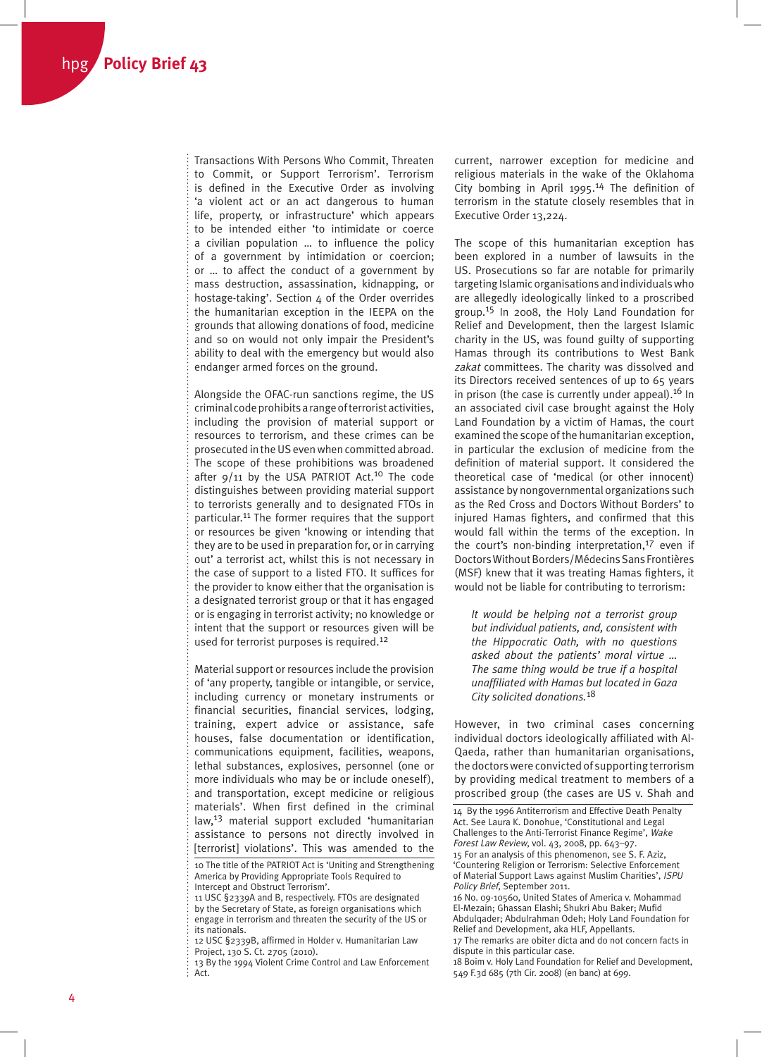Transactions With Persons Who Commit, Threaten to Commit, or Support Terrorism'. Terrorism is defined in the Executive Order as involving 'a violent act or an act dangerous to human life, property, or infrastructure' which appears to be intended either 'to intimidate or coerce a civilian population … to influence the policy of a government by intimidation or coercion; or … to affect the conduct of a government by mass destruction, assassination, kidnapping, or hostage-taking'. Section 4 of the Order overrides the humanitarian exception in the IEEPA on the grounds that allowing donations of food, medicine and so on would not only impair the President's ability to deal with the emergency but would also endanger armed forces on the ground.

Alongside the OFAC-run sanctions regime, the US criminal code prohibits a range of terrorist activities, including the provision of material support or resources to terrorism, and these crimes can be prosecuted in the US even when committed abroad. The scope of these prohibitions was broadened after 9/11 by the USA PATRIOT Act.[10] The code distinguishes between providing material support to terrorists generally and to designated FTOs in particular.[11] The former requires that the support or resources be given 'knowing or intending that they are to be used in preparation for, or in carrying out' a terrorist act, whilst this is not necessary in the case of support to a listed FTO. It suffices for the provider to know either that the organisation is a designated terrorist group or that it has engaged or is engaging in terrorist activity; no knowledge or intent that the support or resources given will be used for terrorist purposes is required.[12]

Material support or resources include the provision of 'any property, tangible or intangible, or service, including currency or monetary instruments or financial securities, financial services, lodging, training, expert advice or assistance, safe houses, false documentation or identification, communications equipment, facilities, weapons, lethal substances, explosives, personnel (one or more individuals who may be or include oneself), and transportation, except medicine or religious materials'. When first defined in the criminal law,[13] material support excluded 'humanitarian assistance to persons not directly involved in [terrorist] violations'. This was amended to the current, narrower exception for medicine and religious materials in the wake of the Oklahoma City bombing in April 1995.[14] The definition of terrorism in the statute closely resembles that in Executive Order 13,224.

The scope of this humanitarian exception has been explored in a number of lawsuits in the US. Prosecutions so far are notable for primarily targeting Islamic organisations and individuals who are allegedly ideologically linked to a proscribed group.[15] In 2008, the Holy Land Foundation for Relief and Development, then the largest Islamic charity in the US, was found guilty of supporting Hamas through its contributions to West Bank *zakat* committees. The charity was dissolved and its Directors received sentences of up to 65 years in prison (the case is currently under appeal).[16] In an associated civil case brought against the Holy Land Foundation by a victim of Hamas, the court examined the scope of the humanitarian exception, in particular the exclusion of medicine from the definition of material support. It considered the theoretical case of 'medical (or other innocent) assistance by nongovernmental organizations such as the Red Cross and Doctors Without Borders' to injured Hamas fighters, and confirmed that this would fall within the terms of the exception. In the court's non-binding interpretation,[17] even if Doctors Without Borders/Médecins Sans Frontières (MSF) knew that it was treating Hamas fighters, it would not be liable for contributing to terrorism:

> *It would be helping not a terrorist group but individual patients, and, consistent with the Hippocratic Oath, with no questions asked about the patients' moral virtue … The same thing would be true if a hospital unaffiliated with Hamas but located in Gaza City solicited donations.*[18]

However, in two criminal cases concerning individual doctors ideologically affiliated with Al-Qaeda, rather than humanitarian organisations, the doctors were convicted of supporting terrorism by providing medical treatment to members of a proscribed group (the cases are US v. Shah and

---

10 The title of the PATRIOT Act is 'Uniting and Strengthening America by Providing Appropriate Tools Required to Intercept and Obstruct Terrorism'.

11 USC §2339A and B, respectively. FTOs are designated by the Secretary of State, as foreign organisations which engage in terrorism and threaten the security of the US or its nationals.

12 USC §2339B, affirmed in Holder v. Humanitarian Law Project, 130 S. Ct. 2705 (2010).

13 By the 1994 Violent Crime Control and Law Enforcement Act.

14 By the 1996 Antiterrorism and Effective Death Penalty Act. See Laura K. Donohue, 'Constitutional and Legal Challenges to the Anti-Terrorist Finance Regime', *Wake Forest Law Review*, vol. 43, 2008, pp. 643–97.

15 For an analysis of this phenomenon, see S. F. Aziz, 'Countering Religion or Terrorism: Selective Enforcement of Material Support Laws against Muslim Charities', *ISPU Policy Brief*, September 2011.

16 No. 09-10560, United States of America v. Mohammad El-Mezain; Ghassan Elashi; Shukri Abu Baker; Mufid Abdulqader; Abdulrahman Odeh; Holy Land Foundation for Relief and Development, aka HLF, Appellants.

17 The remarks are obiter dicta and do not concern facts in dispute in this particular case.

18 Boim v. Holy Land Foundation for Relief and Development, 549 F.3d 685 (7th Cir. 2008) (en banc) at 699.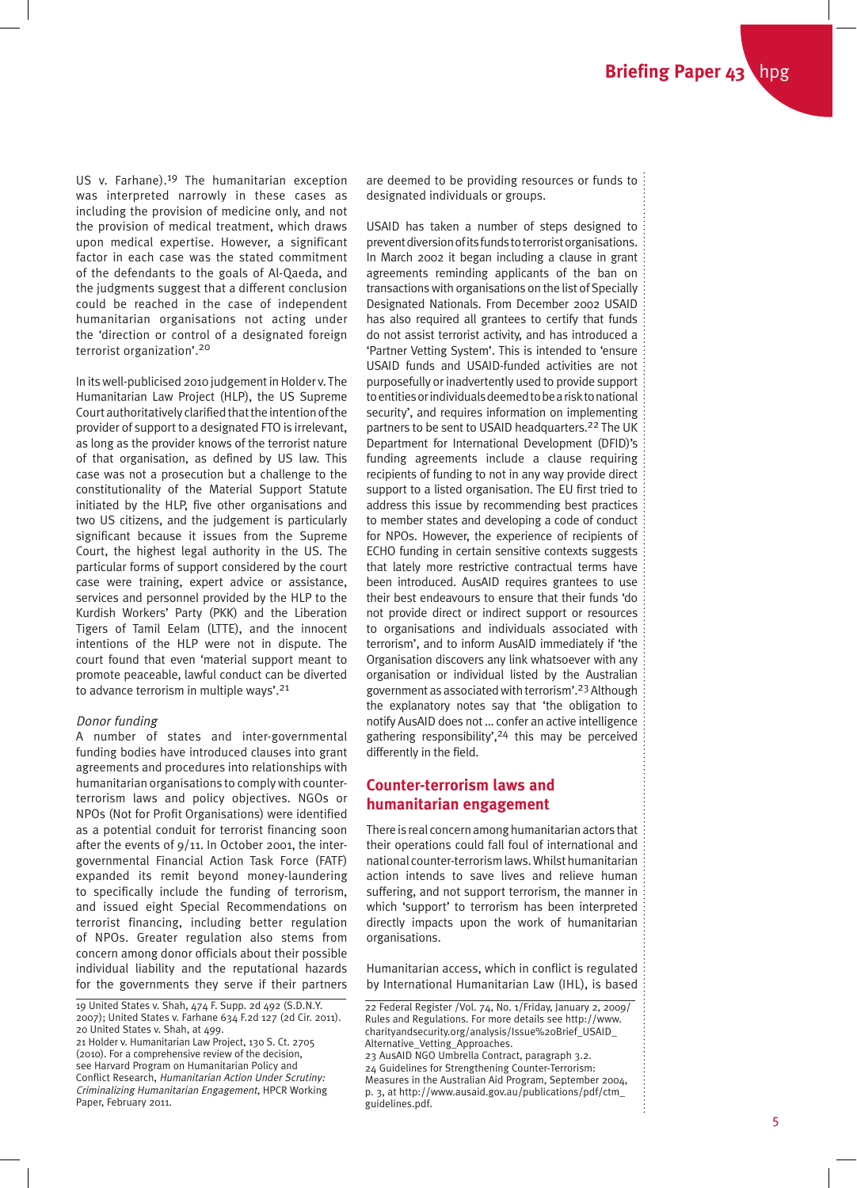US v. Farhane).[19] The humanitarian exception was interpreted narrowly in these cases as including the provision of medicine only, and not the provision of medical treatment, which draws upon medical expertise. However, a significant factor in each case was the stated commitment of the defendants to the goals of Al-Qaeda, and the judgments suggest that a different conclusion could be reached in the case of independent humanitarian organisations not acting under the 'direction or control of a designated foreign terrorist organization'.[20]

In its well-publicised 2010 judgement in Holder v. The Humanitarian Law Project (HLP), the US Supreme Court authoritatively clarified that the intention of the provider of support to a designated FTO is irrelevant, as long as the provider knows of the terrorist nature of that organisation, as defined by US law. This case was not a prosecution but a challenge to the constitutionality of the Material Support Statute initiated by the HLP, five other organisations and two US citizens, and the judgement is particularly significant because it issues from the Supreme Court, the highest legal authority in the US. The particular forms of support considered by the court case were training, expert advice or assistance, services and personnel provided by the HLP to the Kurdish Workers' Party (PKK) and the Liberation Tigers of Tamil Eelam (LTTE), and the innocent intentions of the HLP were not in dispute. The court found that even 'material support meant to promote peaceable, lawful conduct can be diverted to advance terrorism in multiple ways'.[21]

*Donor funding*

A number of states and inter-governmental funding bodies have introduced clauses into grant agreements and procedures into relationships with humanitarian organisations to comply with counter-terrorism laws and policy objectives. NGOs or NPOs (Not for Profit Organisations) were identified as a potential conduit for terrorist financing soon after the events of 9/11. In October 2001, the inter-governmental Financial Action Task Force (FATF) expanded its remit beyond money-laundering to specifically include the funding of terrorism, and issued eight Special Recommendations on terrorist financing, including better regulation of NPOs. Greater regulation also stems from concern among donor officials about their possible individual liability and the reputational hazards for the governments they serve if their partners are deemed to be providing resources or funds to designated individuals or groups.

USAID has taken a number of steps designed to prevent diversion of its funds to terrorist organisations. In March 2002 it began including a clause in grant agreements reminding applicants of the ban on transactions with organisations on the list of Specially Designated Nationals. From December 2002 USAID has also required all grantees to certify that funds do not assist terrorist activity, and has introduced a 'Partner Vetting System'. This is intended to 'ensure USAID funds and USAID-funded activities are not purposefully or inadvertently used to provide support to entities or individuals deemed to be a risk to national security', and requires information on implementing partners to be sent to USAID headquarters.[22] The UK Department for International Development (DFID)'s funding agreements include a clause requiring recipients of funding to not in any way provide direct support to a listed organisation. The EU first tried to address this issue by recommending best practices to member states and developing a code of conduct for NPOs. However, the experience of recipients of ECHO funding in certain sensitive contexts suggests that lately more restrictive contractual terms have been introduced. AusAID requires grantees to use their best endeavours to ensure that their funds 'do not provide direct or indirect support or resources to organisations and individuals associated with terrorism', and to inform AusAID immediately if 'the Organisation discovers any link whatsoever with any organisation or individual listed by the Australian government as associated with terrorism'.[23] Although the explanatory notes say that 'the obligation to notify AusAID does not ... confer an active intelligence gathering responsibility',[24] this may be perceived differently in the field.

## Counter-terrorism laws and humanitarian engagement

There is real concern among humanitarian actors that their operations could fall foul of international and national counter-terrorism laws. Whilst humanitarian action intends to save lives and relieve human suffering, and not support terrorism, the manner in which 'support' to terrorism has been interpreted directly impacts upon the work of humanitarian organisations.

Humanitarian access, which in conflict is regulated by International Humanitarian Law (IHL), is based

---

19 United States v. Shah, 474 F. Supp. 2d 492 (S.D.N.Y. 2007); United States v. Farhane 634 F.2d 127 (2d Cir. 2011).

20 United States v. Shah, at 499.

21 Holder v. Humanitarian Law Project, 130 S. Ct. 2705 (2010). For a comprehensive review of the decision, see Harvard Program on Humanitarian Policy and Conflict Research, *Humanitarian Action Under Scrutiny: Criminalizing Humanitarian Engagement*, HPCR Working Paper, February 2011.

22 Federal Register /Vol. 74, No. 1/Friday, January 2, 2009/ Rules and Regulations. For more details see http://www.charityandsecurity.org/analysis/Issue%20Brief_USAID_Alternative_Vetting_Approaches.

23 AusAID NGO Umbrella Contract, paragraph 3.2.

24 Guidelines for Strengthening Counter-Terrorism: Measures in the Australian Aid Program, September 2004, p. 3, at http://www.ausaid.gov.au/publications/pdf/ctm_guidelines.pdf.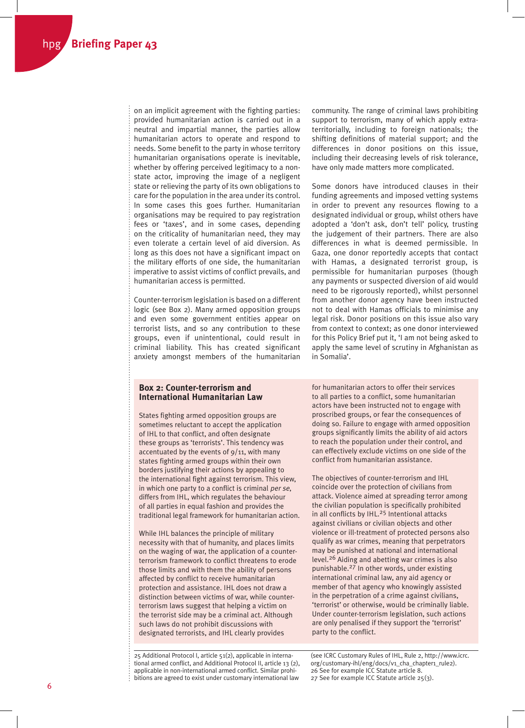on an implicit agreement with the fighting parties: provided humanitarian action is carried out in a neutral and impartial manner, the parties allow humanitarian actors to operate and respond to needs. Some benefit to the party in whose territory humanitarian organisations operate is inevitable, whether by offering perceived legitimacy to a non-state actor, improving the image of a negligent state or relieving the party of its own obligations to care for the population in the area under its control. In some cases this goes further. Humanitarian organisations may be required to pay registration fees or 'taxes', and in some cases, depending on the criticality of humanitarian need, they may even tolerate a certain level of aid diversion. As long as this does not have a significant impact on the military efforts of one side, the humanitarian imperative to assist victims of conflict prevails, and humanitarian access is permitted.

Counter-terrorism legislation is based on a different logic (see Box 2). Many armed opposition groups and even some government entities appear on terrorist lists, and so any contribution to these groups, even if unintentional, could result in criminal liability. This has created significant anxiety amongst members of the humanitarian community. The range of criminal laws prohibiting support to terrorism, many of which apply extra-territorially, including to foreign nationals; the shifting definitions of material support; and the differences in donor positions on this issue, including their decreasing levels of risk tolerance, have only made matters more complicated.

Some donors have introduced clauses in their funding agreements and imposed vetting systems in order to prevent any resources flowing to a designated individual or group, whilst others have adopted a 'don't ask, don't tell' policy, trusting the judgement of their partners. There are also differences in what is deemed permissible. In Gaza, one donor reportedly accepts that contact with Hamas, a designated terrorist group, is permissible for humanitarian purposes (though any payments or suspected diversion of aid would need to be rigorously reported), whilst personnel from another donor agency have been instructed not to deal with Hamas officials to minimise any legal risk. Donor positions on this issue also vary from context to context; as one donor interviewed for this Policy Brief put it, 'I am not being asked to apply the same level of scrutiny in Afghanistan as in Somalia'.

### Box 2: Counter-terrorism and International Humanitarian Law

States fighting armed opposition groups are sometimes reluctant to accept the application of IHL to that conflict, and often designate these groups as 'terrorists'. This tendency was accentuated by the events of 9/11, with many states fighting armed groups within their own borders justifying their actions by appealing to the international fight against terrorism. This view, in which one party to a conflict is criminal *per se*, differs from IHL, which regulates the behaviour of all parties in equal fashion and provides the traditional legal framework for humanitarian action.

While IHL balances the principle of military necessity with that of humanity, and places limits on the waging of war, the application of a counter-terrorism framework to conflict threatens to erode those limits and with them the ability of persons affected by conflict to receive humanitarian protection and assistance. IHL does not draw a distinction between victims of war, while counter-terrorism laws suggest that helping a victim on the terrorist side may be a criminal act. Although such laws do not prohibit discussions with designated terrorists, and IHL clearly provides for humanitarian actors to offer their services to all parties to a conflict, some humanitarian actors have been instructed not to engage with proscribed groups, or fear the consequences of doing so. Failure to engage with armed opposition groups significantly limits the ability of aid actors to reach the population under their control, and can effectively exclude victims on one side of the conflict from humanitarian assistance.

The objectives of counter-terrorism and IHL coincide over the protection of civilians from attack. Violence aimed at spreading terror among the civilian population is specifically prohibited in all conflicts by IHL.[25] Intentional attacks against civilians or civilian objects and other violence or ill-treatment of protected persons also qualify as war crimes, meaning that perpetrators may be punished at national and international level.[26] Aiding and abetting war crimes is also punishable.[27] In other words, under existing international criminal law, any aid agency or member of that agency who knowingly assisted in the perpetration of a crime against civilians, 'terrorist' or otherwise, would be criminally liable. Under counter-terrorism legislation, such actions are only penalised if they support the 'terrorist' party to the conflict.

25 Additional Protocol I, article 51(2), applicable in international armed conflict, and Additional Protocol II, article 13 (2), applicable in non-international armed conflict. Similar prohibitions are agreed to exist under customary international law (see ICRC Customary Rules of IHL, Rule 2, http://www.icrc.org/customary-ihl/eng/docs/v1_cha_chapter1_rule2).
26 See for example ICC Statute article 8.
27 See for example ICC Statute article 25(3).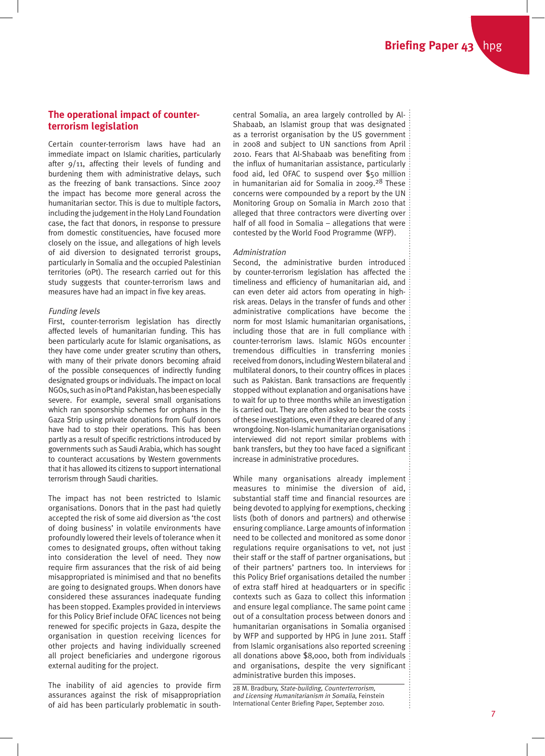## The operational impact of counter-terrorism legislation

Certain counter-terrorism laws have had an immediate impact on Islamic charities, particularly after 9/11, affecting their levels of funding and burdening them with administrative delays, such as the freezing of bank transactions. Since 2007 the impact has become more general across the humanitarian sector. This is due to multiple factors, including the judgement in the Holy Land Foundation case, the fact that donors, in response to pressure from domestic constituencies, have focused more closely on the issue, and allegations of high levels of aid diversion to designated terrorist groups, particularly in Somalia and the occupied Palestinian territories (oPt). The research carried out for this study suggests that counter-terrorism laws and measures have had an impact in five key areas.

*Funding levels*

First, counter-terrorism legislation has directly affected levels of humanitarian funding. This has been particularly acute for Islamic organisations, as they have come under greater scrutiny than others, with many of their private donors becoming afraid of the possible consequences of indirectly funding designated groups or individuals. The impact on local NGOs, such as in oPt and Pakistan, has been especially severe. For example, several small organisations which ran sponsorship schemes for orphans in the Gaza Strip using private donations from Gulf donors have had to stop their operations. This has been partly as a result of specific restrictions introduced by governments such as Saudi Arabia, which has sought to counteract accusations by Western governments that it has allowed its citizens to support international terrorism through Saudi charities.

The impact has not been restricted to Islamic organisations. Donors that in the past had quietly accepted the risk of some aid diversion as 'the cost of doing business' in volatile environments have profoundly lowered their levels of tolerance when it comes to designated groups, often without taking into consideration the level of need. They now require firm assurances that the risk of aid being misappropriated is minimised and that no benefits are going to designated groups. When donors have considered these assurances inadequate funding has been stopped. Examples provided in interviews for this Policy Brief include OFAC licences not being renewed for specific projects in Gaza, despite the organisation in question receiving licences for other projects and having individually screened all project beneficiaries and undergone rigorous external auditing for the project.

The inability of aid agencies to provide firm assurances against the risk of misappropriation of aid has been particularly problematic in south-central Somalia, an area largely controlled by Al-Shabaab, an Islamist group that was designated as a terrorist organisation by the US government in 2008 and subject to UN sanctions from April 2010. Fears that Al-Shabaab was benefiting from the influx of humanitarian assistance, particularly food aid, led OFAC to suspend over $50 million in humanitarian aid for Somalia in 2009.[28] These concerns were compounded by a report by the UN Monitoring Group on Somalia in March 2010 that alleged that three contractors were diverting over half of all food in Somalia – allegations that were contested by the World Food Programme (WFP).

*Administration*

Second, the administrative burden introduced by counter-terrorism legislation has affected the timeliness and efficiency of humanitarian aid, and can even deter aid actors from operating in high-risk areas. Delays in the transfer of funds and other administrative complications have become the norm for most Islamic humanitarian organisations, including those that are in full compliance with counter-terrorism laws. Islamic NGOs encounter tremendous difficulties in transferring monies received from donors, including Western bilateral and multilateral donors, to their country offices in places such as Pakistan. Bank transactions are frequently stopped without explanation and organisations have to wait for up to three months while an investigation is carried out. They are often asked to bear the costs of these investigations, even if they are cleared of any wrongdoing. Non-Islamic humanitarian organisations interviewed did not report similar problems with bank transfers, but they too have faced a significant increase in administrative procedures.

While many organisations already implement measures to minimise the diversion of aid, substantial staff time and financial resources are being devoted to applying for exemptions, checking lists (both of donors and partners) and otherwise ensuring compliance. Large amounts of information need to be collected and monitored as some donor regulations require organisations to vet, not just their staff or the staff of partner organisations, but of their partners' partners too. In interviews for this Policy Brief organisations detailed the number of extra staff hired at headquarters or in specific contexts such as Gaza to collect this information and ensure legal compliance. The same point came out of a consultation process between donors and humanitarian organisations in Somalia organised by WFP and supported by HPG in June 2011. Staff from Islamic organisations also reported screening all donations above $8,000, both from individuals and organisations, despite the very significant administrative burden this imposes.

---

28 M. Bradbury, *State-building, Counterterrorism, and Licensing Humanitarianism in Somalia*, Feinstein International Center Briefing Paper, September 2010.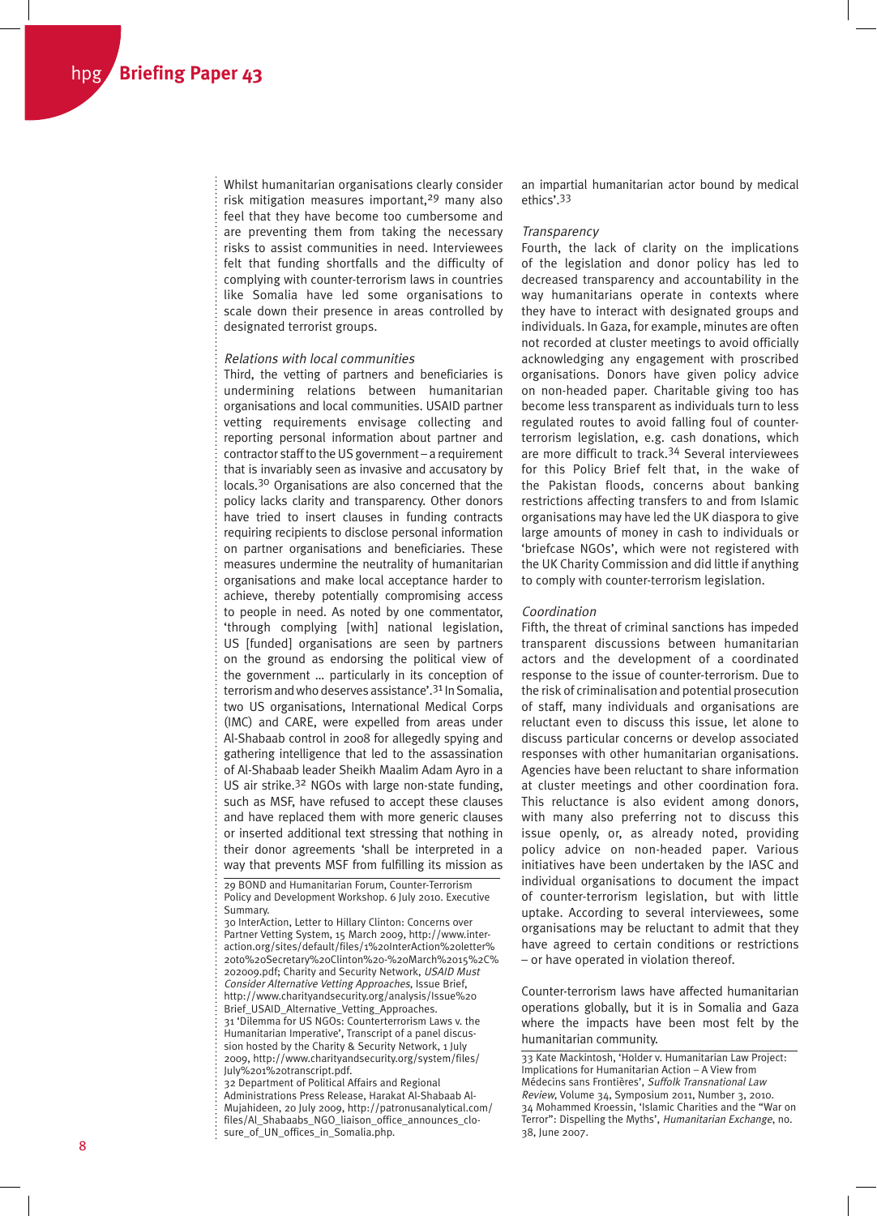Whilst humanitarian organisations clearly consider risk mitigation measures important,[29] many also feel that they have become too cumbersome and are preventing them from taking the necessary risks to assist communities in need. Interviewees felt that funding shortfalls and the difficulty of complying with counter-terrorism laws in countries like Somalia have led some organisations to scale down their presence in areas controlled by designated terrorist groups.

*Relations with local communities*

Third, the vetting of partners and beneficiaries is undermining relations between humanitarian organisations and local communities. USAID partner vetting requirements envisage collecting and reporting personal information about partner and contractor staff to the US government – a requirement that is invariably seen as invasive and accusatory by locals.[30] Organisations are also concerned that the policy lacks clarity and transparency. Other donors have tried to insert clauses in funding contracts requiring recipients to disclose personal information on partner organisations and beneficiaries. These measures undermine the neutrality of humanitarian organisations and make local acceptance harder to achieve, thereby potentially compromising access to people in need. As noted by one commentator, 'through complying [with] national legislation, US [funded] organisations are seen by partners on the ground as endorsing the political view of the government … particularly in its conception of terrorism and who deserves assistance'.[31] In Somalia, two US organisations, International Medical Corps (IMC) and CARE, were expelled from areas under Al-Shabaab control in 2008 for allegedly spying and gathering intelligence that led to the assassination of Al-Shabaab leader Sheikh Maalim Adam Ayro in a US air strike.[32] NGOs with large non-state funding, such as MSF, have refused to accept these clauses and have replaced them with more generic clauses or inserted additional text stressing that nothing in their donor agreements 'shall be interpreted in a way that prevents MSF from fulfilling its mission as an impartial humanitarian actor bound by medical ethics'.[33]

*Transparency*

Fourth, the lack of clarity on the implications of the legislation and donor policy has led to decreased transparency and accountability in the way humanitarians operate in contexts where they have to interact with designated groups and individuals. In Gaza, for example, minutes are often not recorded at cluster meetings to avoid officially acknowledging any engagement with proscribed organisations. Donors have given policy advice on non-headed paper. Charitable giving too has become less transparent as individuals turn to less regulated routes to avoid falling foul of counter-terrorism legislation, e.g. cash donations, which are more difficult to track.[34] Several interviewees for this Policy Brief felt that, in the wake of the Pakistan floods, concerns about banking restrictions affecting transfers to and from Islamic organisations may have led the UK diaspora to give large amounts of money in cash to individuals or 'briefcase NGOs', which were not registered with the UK Charity Commission and did little if anything to comply with counter-terrorism legislation.

*Coordination*

Fifth, the threat of criminal sanctions has impeded transparent discussions between humanitarian actors and the development of a coordinated response to the issue of counter-terrorism. Due to the risk of criminalisation and potential prosecution of staff, many individuals and organisations are reluctant even to discuss this issue, let alone to discuss particular concerns or develop associated responses with other humanitarian organisations. Agencies have been reluctant to share information at cluster meetings and other coordination fora. This reluctance is also evident among donors, with many also preferring not to discuss this issue openly, or, as already noted, providing policy advice on non-headed paper. Various initiatives have been undertaken by the IASC and individual organisations to document the impact of counter-terrorism legislation, but with little uptake. According to several interviewees, some organisations may be reluctant to admit that they have agreed to certain conditions or restrictions – or have operated in violation thereof.

Counter-terrorism laws have affected humanitarian operations globally, but it is in Somalia and Gaza where the impacts have been most felt by the humanitarian community.

---

29 BOND and Humanitarian Forum, Counter-Terrorism Policy and Development Workshop. 6 July 2010. Executive Summary.

30 InterAction, Letter to Hillary Clinton: Concerns over Partner Vetting System, 15 March 2009, http://www.interaction.org/sites/default/files/1%20InterAction%20letter%20to%20Secretary%20Clinton%20-%20March%2015%2C%202009.pdf; Charity and Security Network, *USAID Must Consider Alternative Vetting Approaches*, Issue Brief, http://www.charityandsecurity.org/analysis/Issue%20Brief_USAID_Alternative_Vetting_Approaches.

31 'Dilemma for US NGOs: Counterterrorism Laws v. the Humanitarian Imperative', Transcript of a panel discussion hosted by the Charity & Security Network, 1 July 2009, http://www.charityandsecurity.org/system/files/July%201%20transcript.pdf.

32 Department of Political Affairs and Regional Administrations Press Release, Harakat Al-Shabaab Al-Mujahideen, 20 July 2009, http://patronusanalytical.com/files/Al_Shabaabs_NGO_liaison_office_announces_closure_of_UN_offices_in_Somalia.php.

33 Kate Mackintosh, 'Holder v. Humanitarian Law Project: Implications for Humanitarian Action – A View from Médecins sans Frontières', *Suffolk Transnational Law Review*, Volume 34, Symposium 2011, Number 3, 2010.

34 Mohammed Kroessin, 'Islamic Charities and the "War on Terror": Dispelling the Myths', *Humanitarian Exchange*, no. 38, June 2007.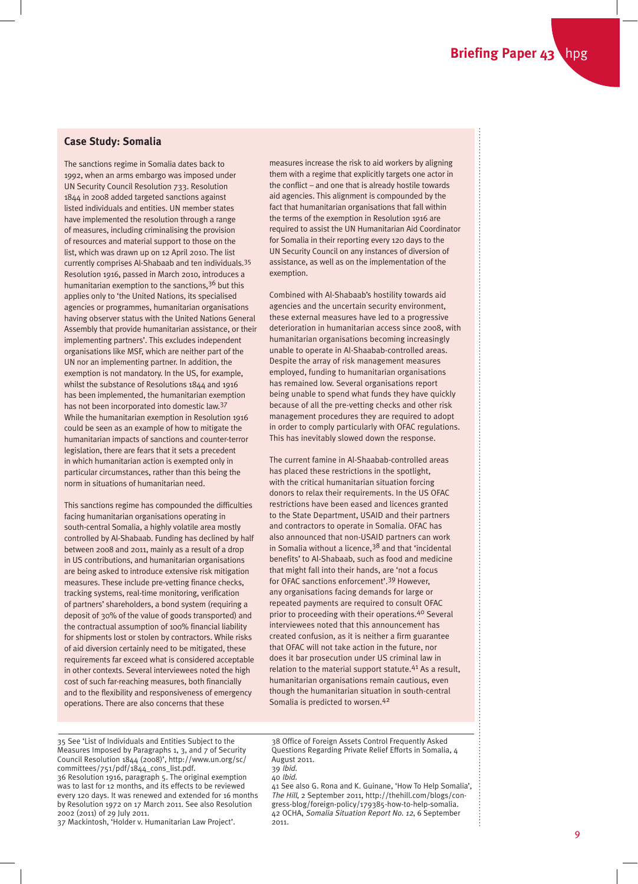## Case Study: Somalia

The sanctions regime in Somalia dates back to 1992, when an arms embargo was imposed under UN Security Council Resolution 733. Resolution 1844 in 2008 added targeted sanctions against listed individuals and entities. UN member states have implemented the resolution through a range of measures, including criminalising the provision of resources and material support to those on the list, which was drawn up on 12 April 2010. The list currently comprises Al-Shabaab and ten individuals.[35] Resolution 1916, passed in March 2010, introduces a humanitarian exemption to the sanctions,[36] but this applies only to 'the United Nations, its specialised agencies or programmes, humanitarian organisations having observer status with the United Nations General Assembly that provide humanitarian assistance, or their implementing partners'. This excludes independent organisations like MSF, which are neither part of the UN nor an implementing partner. In addition, the exemption is not mandatory. In the US, for example, whilst the substance of Resolutions 1844 and 1916 has been implemented, the humanitarian exemption has not been incorporated into domestic law.[37] While the humanitarian exemption in Resolution 1916 could be seen as an example of how to mitigate the humanitarian impacts of sanctions and counter-terror legislation, there are fears that it sets a precedent in which humanitarian action is exempted only in particular circumstances, rather than this being the norm in situations of humanitarian need.

This sanctions regime has compounded the difficulties facing humanitarian organisations operating in south-central Somalia, a highly volatile area mostly controlled by Al-Shabaab. Funding has declined by half between 2008 and 2011, mainly as a result of a drop in US contributions, and humanitarian organisations are being asked to introduce extensive risk mitigation measures. These include pre-vetting finance checks, tracking systems, real-time monitoring, verification of partners' shareholders, a bond system (requiring a deposit of 30% of the value of goods transported) and the contractual assumption of 100% financial liability for shipments lost or stolen by contractors. While risks of aid diversion certainly need to be mitigated, these requirements far exceed what is considered acceptable in other contexts. Several interviewees noted the high cost of such far-reaching measures, both financially and to the flexibility and responsiveness of emergency operations. There are also concerns that these measures increase the risk to aid workers by aligning them with a regime that explicitly targets one actor in the conflict – and one that is already hostile towards aid agencies. This alignment is compounded by the fact that humanitarian organisations that fall within the terms of the exemption in Resolution 1916 are required to assist the UN Humanitarian Aid Coordinator for Somalia in their reporting every 120 days to the UN Security Council on any instances of diversion of assistance, as well as on the implementation of the exemption.

Combined with Al-Shabaab's hostility towards aid agencies and the uncertain security environment, these external measures have led to a progressive deterioration in humanitarian access since 2008, with humanitarian organisations becoming increasingly unable to operate in Al-Shabaab-controlled areas. Despite the array of risk management measures employed, funding to humanitarian organisations has remained low. Several organisations report being unable to spend what funds they have quickly because of all the pre-vetting checks and other risk management procedures they are required to adopt in order to comply particularly with OFAC regulations. This has inevitably slowed down the response.

The current famine in Al-Shaabab-controlled areas has placed these restrictions in the spotlight, with the critical humanitarian situation forcing donors to relax their requirements. In the US OFAC restrictions have been eased and licences granted to the State Department, USAID and their partners and contractors to operate in Somalia. OFAC has also announced that non-USAID partners can work in Somalia without a licence,[38] and that 'incidental benefits' to Al-Shabaab, such as food and medicine that might fall into their hands, are 'not a focus for OFAC sanctions enforcement'.[39] However, any organisations facing demands for large or repeated payments are required to consult OFAC prior to proceeding with their operations.[40] Several interviewees noted that this announcement has created confusion, as it is neither a firm guarantee that OFAC will not take action in the future, nor does it bar prosecution under US criminal law in relation to the material support statute.[41] As a result, humanitarian organisations remain cautious, even though the humanitarian situation in south-central Somalia is predicted to worsen.[42]

---

35 See 'List of Individuals and Entities Subject to the Measures Imposed by Paragraphs 1, 3, and 7 of Security Council Resolution 1844 (2008)', http://www.un.org/sc/committees/751/pdf/1844_cons_list.pdf.
36 Resolution 1916, paragraph 5. The original exemption was to last for 12 months, and its effects to be reviewed every 120 days. It was renewed and extended for 16 months by Resolution 1972 on 17 March 2011. See also Resolution 2002 (2011) of 29 July 2011.
37 Mackintosh, 'Holder v. Humanitarian Law Project'.
38 Office of Foreign Assets Control Frequently Asked Questions Regarding Private Relief Efforts in Somalia, 4 August 2011.
39 *Ibid.*
40 *Ibid.*
41 See also G. Rona and K. Guinane, 'How To Help Somalia', *The Hill*, 2 September 2011, http://thehill.com/blogs/congress-blog/foreign-policy/179385-how-to-help-somalia.
42 OCHA, *Somalia Situation Report No. 12*, 6 September 2011.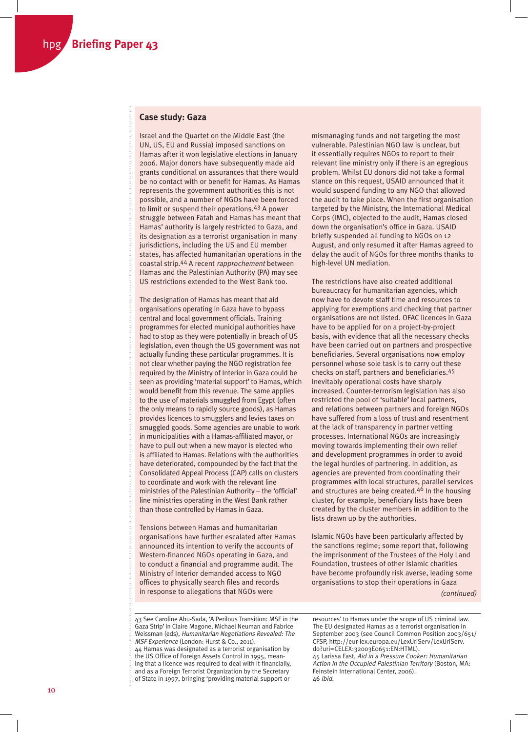## Case study: Gaza

Israel and the Quartet on the Middle East (the UN, US, EU and Russia) imposed sanctions on Hamas after it won legislative elections in January 2006. Major donors have subsequently made aid grants conditional on assurances that there would be no contact with or benefit for Hamas. As Hamas represents the government authorities this is not possible, and a number of NGOs have been forced to limit or suspend their operations.[43] A power struggle between Fatah and Hamas has meant that Hamas' authority is largely restricted to Gaza, and its designation as a terrorist organisation in many jurisdictions, including the US and EU member states, has affected humanitarian operations in the coastal strip.[44] A recent *rapprochement* between Hamas and the Palestinian Authority (PA) may see US restrictions extended to the West Bank too.

The designation of Hamas has meant that aid organisations operating in Gaza have to bypass central and local government officials. Training programmes for elected municipal authorities have had to stop as they were potentially in breach of US legislation, even though the US government was not actually funding these particular programmes. It is not clear whether paying the NGO registration fee required by the Ministry of Interior in Gaza could be seen as providing 'material support' to Hamas, which would benefit from this revenue. The same applies to the use of materials smuggled from Egypt (often the only means to rapidly source goods), as Hamas provides licences to smugglers and levies taxes on smuggled goods. Some agencies are unable to work in municipalities with a Hamas-affiliated mayor, or have to pull out when a new mayor is elected who is affiliated to Hamas. Relations with the authorities have deteriorated, compounded by the fact that the Consolidated Appeal Process (CAP) calls on clusters to coordinate and work with the relevant line ministries of the Palestinian Authority – the 'official' line ministries operating in the West Bank rather than those controlled by Hamas in Gaza.

Tensions between Hamas and humanitarian organisations have further escalated after Hamas announced its intention to verify the accounts of Western-financed NGOs operating in Gaza, and to conduct a financial and programme audit. The Ministry of Interior demanded access to NGO offices to physically search files and records in response to allegations that NGOs were mismanaging funds and not targeting the most vulnerable. Palestinian NGO law is unclear, but it essentially requires NGOs to report to their relevant line ministry only if there is an egregious problem. Whilst EU donors did not take a formal stance on this request, USAID announced that it would suspend funding to any NGO that allowed the audit to take place. When the first organisation targeted by the Ministry, the International Medical Corps (IMC), objected to the audit, Hamas closed down the organisation's office in Gaza. USAID briefly suspended all funding to NGOs on 12 August, and only resumed it after Hamas agreed to delay the audit of NGOs for three months thanks to high-level UN mediation.

The restrictions have also created additional bureaucracy for humanitarian agencies, which now have to devote staff time and resources to applying for exemptions and checking that partner organisations are not listed. OFAC licences in Gaza have to be applied for on a project-by-project basis, with evidence that all the necessary checks have been carried out on partners and prospective beneficiaries. Several organisations now employ personnel whose sole task is to carry out these checks on staff, partners and beneficiaries.[45] Inevitably operational costs have sharply increased. Counter-terrorism legislation has also restricted the pool of 'suitable' local partners, and relations between partners and foreign NGOs have suffered from a loss of trust and resentment at the lack of transparency in partner vetting processes. International NGOs are increasingly moving towards implementing their own relief and development programmes in order to avoid the legal hurdles of partnering. In addition, as agencies are prevented from coordinating their programmes with local structures, parallel services and structures are being created.[46] In the housing cluster, for example, beneficiary lists have been created by the cluster members in addition to the lists drawn up by the authorities.

Islamic NGOs have been particularly affected by the sanctions regime; some report that, following the imprisonment of the Trustees of the Holy Land Foundation, trustees of other Islamic charities have become profoundly risk averse, leading some organisations to stop their operations in Gaza

*(continued)*

---

43 See Caroline Abu-Sada, 'A Perilous Transition: MSF in the Gaza Strip' in Claire Magone, Michael Neuman and Fabrice Weissman (eds), *Humanitarian Negotiations Revealed: The MSF Experience* (London: Hurst & Co., 2011).

44 Hamas was designated as a terrorist organisation by the US Office of Foreign Assets Control in 1995, meaning that a licence was required to deal with it financially, and as a Foreign Terrorist Organization by the Secretary of State in 1997, bringing 'providing material support or resources' to Hamas under the scope of US criminal law. The EU designated Hamas as a terrorist organisation in September 2003 (see Council Common Position 2003/651/CFSP, http://eur-lex.europa.eu/LexUriServ/LexUriServ.do?uri=CELEX:32003E0651:EN:HTML).

45 Larissa Fast, *Aid in a Pressure Cooker: Humanitarian Action in the Occupied Palestinian Territory* (Boston, MA: Feinstein International Center, 2006).

46 *Ibid.*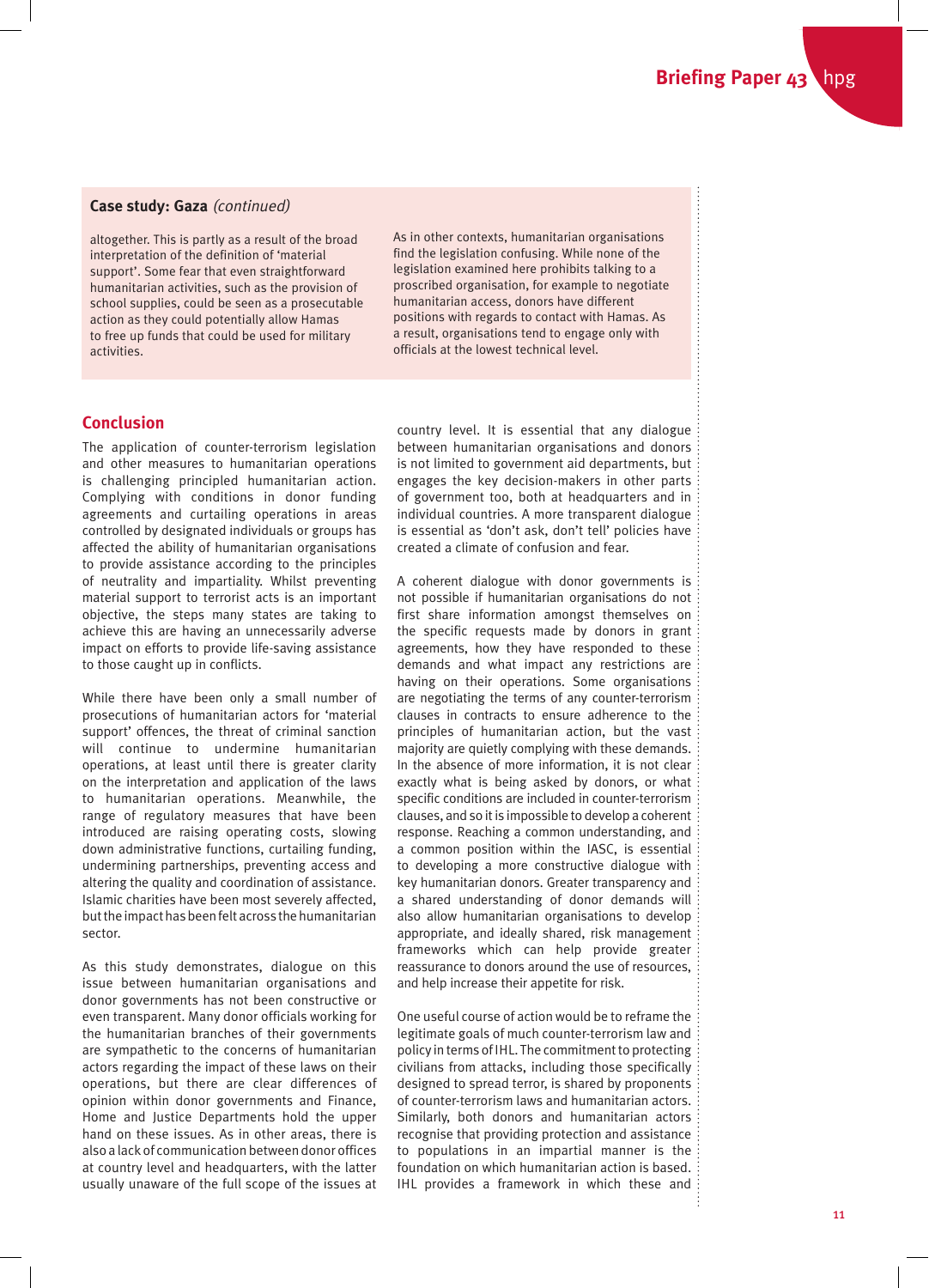### Case study: Gaza *(continued)*

altogether. This is partly as a result of the broad interpretation of the definition of 'material support'. Some fear that even straightforward humanitarian activities, such as the provision of school supplies, could be seen as a prosecutable action as they could potentially allow Hamas to free up funds that could be used for military activities.

As in other contexts, humanitarian organisations find the legislation confusing. While none of the legislation examined here prohibits talking to a proscribed organisation, for example to negotiate humanitarian access, donors have different positions with regards to contact with Hamas. As a result, organisations tend to engage only with officials at the lowest technical level.

## Conclusion

The application of counter-terrorism legislation and other measures to humanitarian operations is challenging principled humanitarian action. Complying with conditions in donor funding agreements and curtailing operations in areas controlled by designated individuals or groups has affected the ability of humanitarian organisations to provide assistance according to the principles of neutrality and impartiality. Whilst preventing material support to terrorist acts is an important objective, the steps many states are taking to achieve this are having an unnecessarily adverse impact on efforts to provide life-saving assistance to those caught up in conflicts.

While there have been only a small number of prosecutions of humanitarian actors for 'material support' offences, the threat of criminal sanction will continue to undermine humanitarian operations, at least until there is greater clarity on the interpretation and application of the laws to humanitarian operations. Meanwhile, the range of regulatory measures that have been introduced are raising operating costs, slowing down administrative functions, curtailing funding, undermining partnerships, preventing access and altering the quality and coordination of assistance. Islamic charities have been most severely affected, but the impact has been felt across the humanitarian sector.

As this study demonstrates, dialogue on this issue between humanitarian organisations and donor governments has not been constructive or even transparent. Many donor officials working for the humanitarian branches of their governments are sympathetic to the concerns of humanitarian actors regarding the impact of these laws on their operations, but there are clear differences of opinion within donor governments and Finance, Home and Justice Departments hold the upper hand on these issues. As in other areas, there is also a lack of communication between donor offices at country level and headquarters, with the latter usually unaware of the full scope of the issues at country level. It is essential that any dialogue between humanitarian organisations and donors is not limited to government aid departments, but engages the key decision-makers in other parts of government too, both at headquarters and in individual countries. A more transparent dialogue is essential as 'don't ask, don't tell' policies have created a climate of confusion and fear.

A coherent dialogue with donor governments is not possible if humanitarian organisations do not first share information amongst themselves on the specific requests made by donors in grant agreements, how they have responded to these demands and what impact any restrictions are having on their operations. Some organisations are negotiating the terms of any counter-terrorism clauses in contracts to ensure adherence to the principles of humanitarian action, but the vast majority are quietly complying with these demands. In the absence of more information, it is not clear exactly what is being asked by donors, or what specific conditions are included in counter-terrorism clauses, and so it is impossible to develop a coherent response. Reaching a common understanding, and a common position within the IASC, is essential to developing a more constructive dialogue with key humanitarian donors. Greater transparency and a shared understanding of donor demands will also allow humanitarian organisations to develop appropriate, and ideally shared, risk management frameworks which can help provide greater reassurance to donors around the use of resources, and help increase their appetite for risk.

One useful course of action would be to reframe the legitimate goals of much counter-terrorism law and policy in terms of IHL. The commitment to protecting civilians from attacks, including those specifically designed to spread terror, is shared by proponents of counter-terrorism laws and humanitarian actors. Similarly, both donors and humanitarian actors recognise that providing protection and assistance to populations in an impartial manner is the foundation on which humanitarian action is based. IHL provides a framework in which these and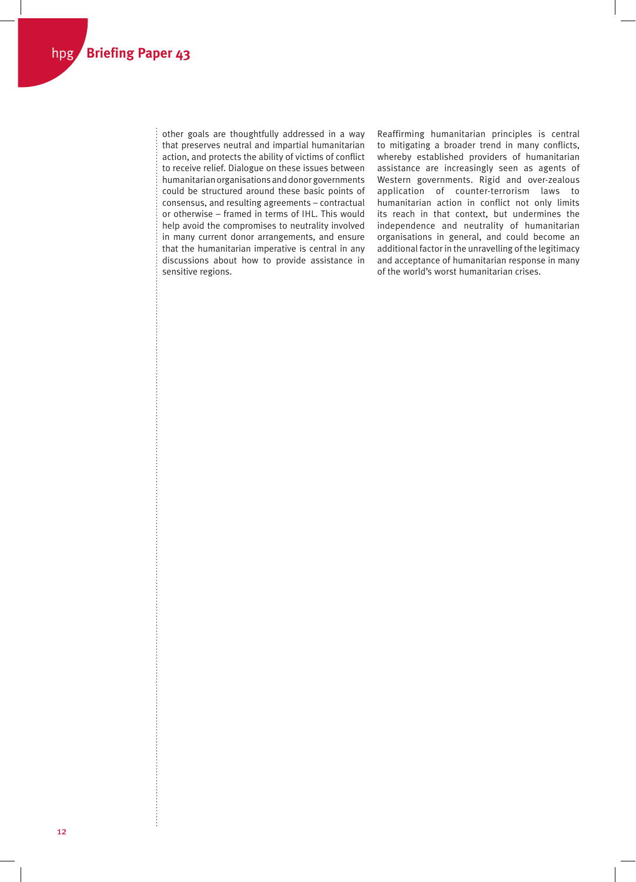other goals are thoughtfully addressed in a way that preserves neutral and impartial humanitarian action, and protects the ability of victims of conflict to receive relief. Dialogue on these issues between humanitarian organisations and donor governments could be structured around these basic points of consensus, and resulting agreements – contractual or otherwise – framed in terms of IHL. This would help avoid the compromises to neutrality involved in many current donor arrangements, and ensure that the humanitarian imperative is central in any discussions about how to provide assistance in sensitive regions.

Reaffirming humanitarian principles is central to mitigating a broader trend in many conflicts, whereby established providers of humanitarian assistance are increasingly seen as agents of Western governments. Rigid and over-zealous application of counter-terrorism laws to humanitarian action in conflict not only limits its reach in that context, but undermines the independence and neutrality of humanitarian organisations in general, and could become an additional factor in the unravelling of the legitimacy and acceptance of humanitarian response in many of the world's worst humanitarian crises.